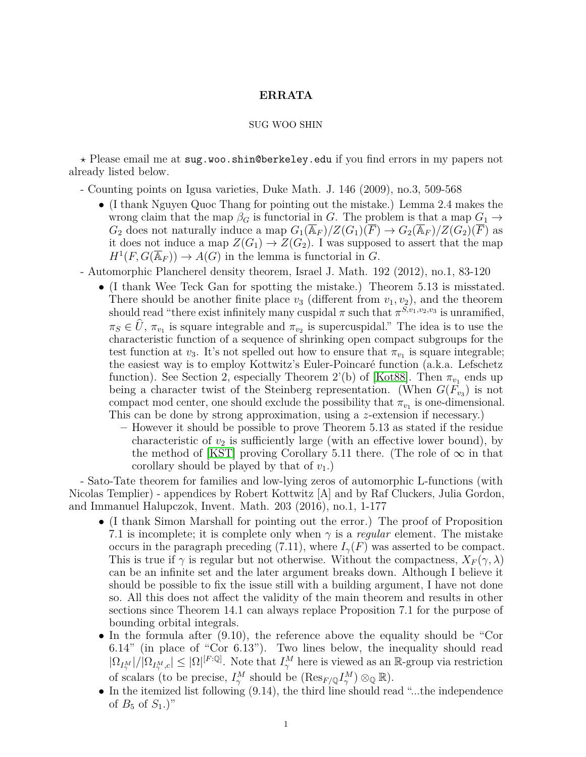# ERRATA

SUG WOO SHIN

⋆ Please email me at sug.woo.shin@berkeley.edu if you find errors in my papers not already listed below.

- Counting points on Igusa varieties, Duke Math. J. 146 (2009), no.3, 509-568
  - (I thank Nguyen Quoc Thang for pointing out the mistake.) Lemma 2.4 makes the wrong claim that the map $\beta_G$ is functorial in $G$. The problem is that a map $G_1 \to G_2$ does not naturally induce a map $G_1(\overline{\mathbb{A}}_F)/Z(G_1)(\overline{F}) \to G_2(\overline{\mathbb{A}}_F)/Z(G_2)(\overline{F})$ as it does not induce a map $Z(G_1) \to Z(G_2)$. I was supposed to assert that the map $H^1(F, G(\overline{\mathbb{A}}_F)) \to A(G)$ in the lemma is functorial in $G$.
- Automorphic Plancherel density theorem, Israel J. Math. 192 (2012), no.1, 83-120
  - (I thank Wee Teck Gan for spotting the mistake.) Theorem 5.13 is misstated. There should be another finite place $v_3$ (different from $v_1, v_2$), and the theorem should read "there exist infinitely many cuspidal $\pi$ such that $\pi^{S,v_1,v_2,v_3}$ is unramified, $\pi_S \in \widehat{U}$, $\pi_{v_1}$ is square integrable and $\pi_{v_2}$ is supercuspidal." The idea is to use the characteristic function of a sequence of shrinking open compact subgroups for the test function at $v_3$. It's not spelled out how to ensure that $\pi_{v_1}$ is square integrable; the easiest way is to employ Kottwitz's Euler-Poincaré function (a.k.a. Lefschetz function). See Section 2, especially Theorem 2'(b) of [Kot88]. Then $\pi_{v_1}$ ends up being a character twist of the Steinberg representation. (When $G(F_{v_3})$ is not compact mod center, one should exclude the possibility that $\pi_{v_1}$ is one-dimensional. This can be done by strong approximation, using a $z$-extension if necessary.)
    - However it should be possible to prove Theorem 5.13 as stated if the residue characteristic of $v_2$ is sufficiently large (with an effective lower bound), by the method of [KST] proving Corollary 5.11 there. (The role of $\infty$ in that corollary should be played by that of $v_1$.)
- Sato-Tate theorem for families and low-lying zeros of automorphic L-functions (with Nicolas Templier) - appendices by Robert Kottwitz [A] and by Raf Cluckers, Julia Gordon, and Immanuel Halupczok, Invent. Math. 203 (2016), no.1, 1-177
  - (I thank Simon Marshall for pointing out the error.) The proof of Proposition 7.1 is incomplete; it is complete only when $\gamma$ is a *regular* element. The mistake occurs in the paragraph preceding (7.11), where $I_\gamma(F)$ was asserted to be compact. This is true if $\gamma$ is regular but not otherwise. Without the compactness, $X_F(\gamma, \lambda)$ can be an infinite set and the later argument breaks down. Although I believe it should be possible to fix the issue still with a building argument, I have not done so. All this does not affect the validity of the main theorem and results in other sections since Theorem 14.1 can always replace Proposition 7.1 for the purpose of bounding orbital integrals.
  - In the formula after (9.10), the reference above the equality should be "Cor 6.14" (in place of "Cor 6.13"). Two lines below, the inequality should read $|\Omega_{I_\gamma^M}|/|\Omega_{I_\gamma^M,c}| \le |\Omega|^{[F:\mathbb{Q}]}$. Note that $I_\gamma^M$ here is viewed as an $\mathbb{R}$-group via restriction of scalars (to be precise, $I_\gamma^M$ should be $(\mathrm{Res}_{F/\mathbb{Q}} I_\gamma^M) \otimes_{\mathbb{Q}} \mathbb{R}$).
  - In the itemized list following (9.14), the third line should read "...the independence of $B_5$ of $S_1$.)"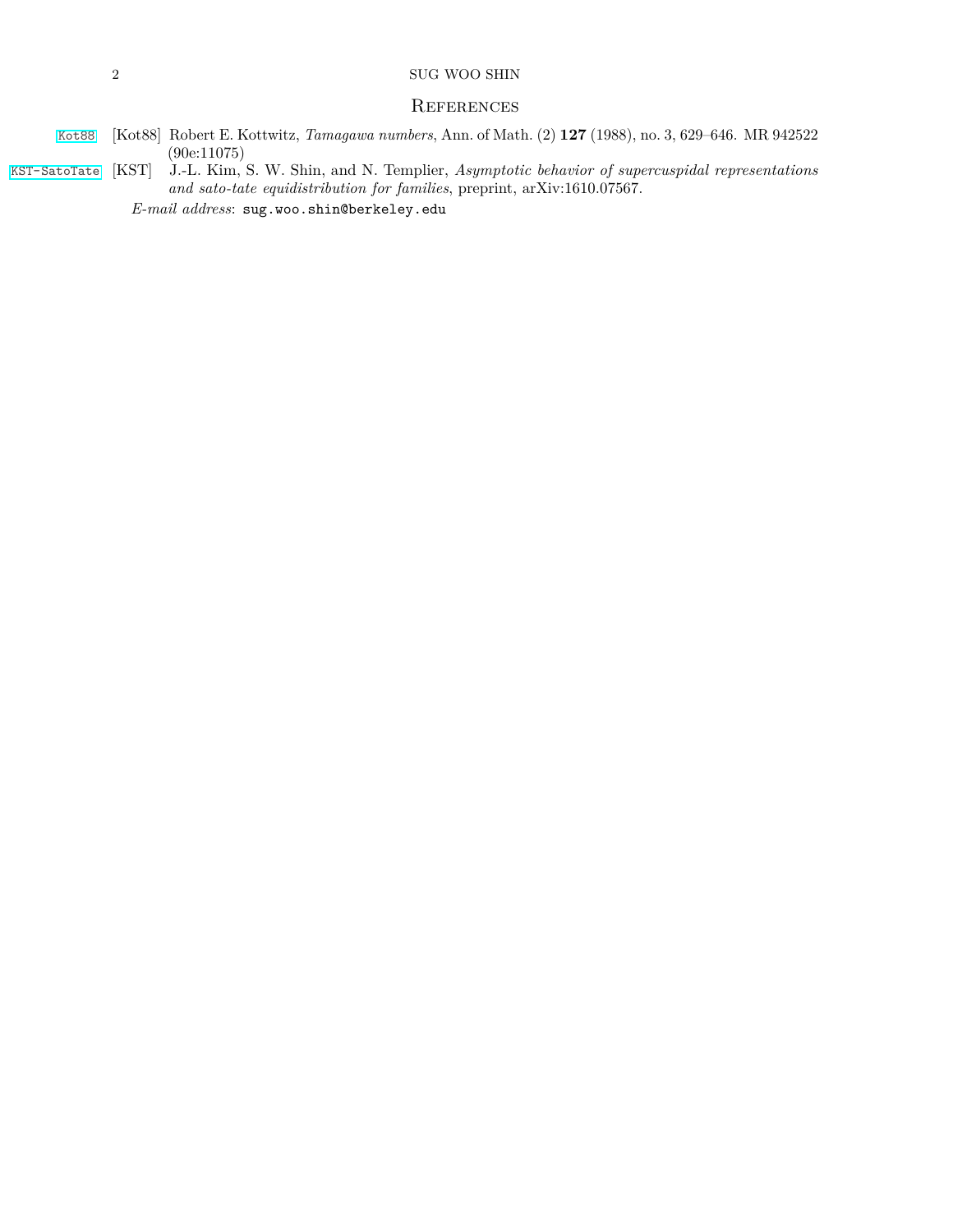## References

[Kot88] Robert E. Kottwitz, *Tamagawa numbers*, Ann. of Math. (2) **127** (1988), no. 3, 629–646. MR 942522 (90e:11075)

[KST] J.-L. Kim, S. W. Shin, and N. Templier, *Asymptotic behavior of supercuspidal representations and sato-tate equidistribution for families*, preprint, arXiv:1610.07567.

*E-mail address*: `sug.woo.shin@berkeley.edu`